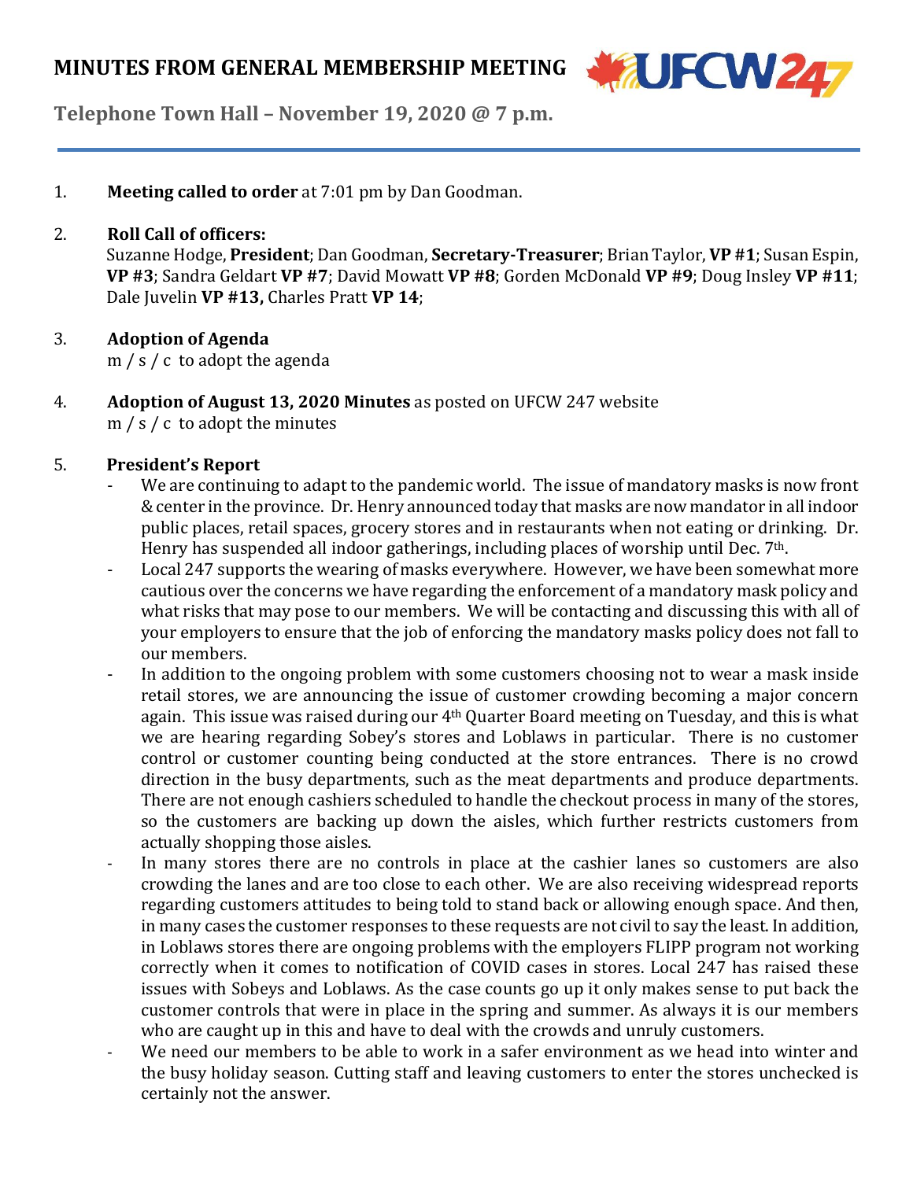# MINUTES FROM GENERAL MEMBERSHIP MEETING

**Telephone Town Hall – November 19, 2020 @ 7 p.m.**

1. **Meeting called to order** at 7:01 pm by Dan Goodman.

2. **Roll Call of officers:**
   Suzanne Hodge, **President**; Dan Goodman, **Secretary-Treasurer**; Brian Taylor, **VP #1**; Susan Espin, **VP #3**; Sandra Geldart **VP #7**; David Mowatt **VP #8**; Gorden McDonald **VP #9**; Doug Insley **VP #11**; Dale Juvelin **VP #13,** Charles Pratt **VP 14**;

3. **Adoption of Agenda**
   m / s / c to adopt the agenda

4. **Adoption of August 13, 2020 Minutes** as posted on UFCW 247 website
   m / s / c to adopt the minutes

5. **President's Report**
   - We are continuing to adapt to the pandemic world. The issue of mandatory masks is now front & center in the province. Dr. Henry announced today that masks are now mandator in all indoor public places, retail spaces, grocery stores and in restaurants when not eating or drinking. Dr. Henry has suspended all indoor gatherings, including places of worship until Dec. 7th.
   - Local 247 supports the wearing of masks everywhere. However, we have been somewhat more cautious over the concerns we have regarding the enforcement of a mandatory mask policy and what risks that may pose to our members. We will be contacting and discussing this with all of your employers to ensure that the job of enforcing the mandatory masks policy does not fall to our members.
   - In addition to the ongoing problem with some customers choosing not to wear a mask inside retail stores, we are announcing the issue of customer crowding becoming a major concern again. This issue was raised during our 4th Quarter Board meeting on Tuesday, and this is what we are hearing regarding Sobey's stores and Loblaws in particular. There is no customer control or customer counting being conducted at the store entrances. There is no crowd direction in the busy departments, such as the meat departments and produce departments. There are not enough cashiers scheduled to handle the checkout process in many of the stores, so the customers are backing up down the aisles, which further restricts customers from actually shopping those aisles.
   - In many stores there are no controls in place at the cashier lanes so customers are also crowding the lanes and are too close to each other. We are also receiving widespread reports regarding customers attitudes to being told to stand back or allowing enough space. And then, in many cases the customer responses to these requests are not civil to say the least. In addition, in Loblaws stores there are ongoing problems with the employers FLIPP program not working correctly when it comes to notification of COVID cases in stores. Local 247 has raised these issues with Sobeys and Loblaws. As the case counts go up it only makes sense to put back the customer controls that were in place in the spring and summer. As always it is our members who are caught up in this and have to deal with the crowds and unruly customers.
   - We need our members to be able to work in a safer environment as we head into winter and the busy holiday season. Cutting staff and leaving customers to enter the stores unchecked is certainly not the answer.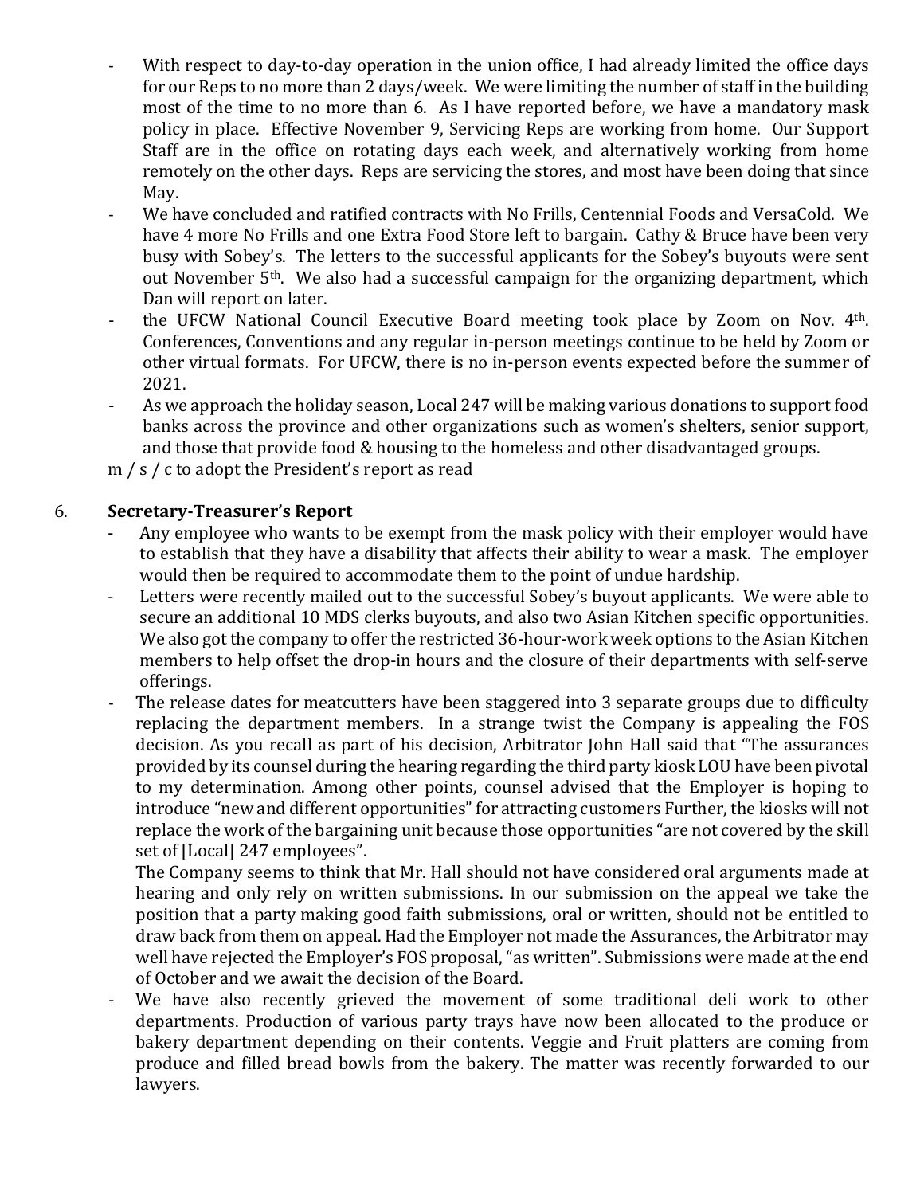- With respect to day-to-day operation in the union office, I had already limited the office days for our Reps to no more than 2 days/week. We were limiting the number of staff in the building most of the time to no more than 6. As I have reported before, we have a mandatory mask policy in place. Effective November 9, Servicing Reps are working from home. Our Support Staff are in the office on rotating days each week, and alternatively working from home remotely on the other days. Reps are servicing the stores, and most have been doing that since May.
- We have concluded and ratified contracts with No Frills, Centennial Foods and VersaCold. We have 4 more No Frills and one Extra Food Store left to bargain. Cathy & Bruce have been very busy with Sobey's. The letters to the successful applicants for the Sobey's buyouts were sent out November 5th. We also had a successful campaign for the organizing department, which Dan will report on later.
- the UFCW National Council Executive Board meeting took place by Zoom on Nov. 4th. Conferences, Conventions and any regular in-person meetings continue to be held by Zoom or other virtual formats. For UFCW, there is no in-person events expected before the summer of 2021.
- As we approach the holiday season, Local 247 will be making various donations to support food banks across the province and other organizations such as women's shelters, senior support, and those that provide food & housing to the homeless and other disadvantaged groups.

m / s / c to adopt the President's report as read

## 6. Secretary-Treasurer's Report

- Any employee who wants to be exempt from the mask policy with their employer would have to establish that they have a disability that affects their ability to wear a mask. The employer would then be required to accommodate them to the point of undue hardship.
- Letters were recently mailed out to the successful Sobey's buyout applicants. We were able to secure an additional 10 MDS clerks buyouts, and also two Asian Kitchen specific opportunities. We also got the company to offer the restricted 36-hour-work week options to the Asian Kitchen members to help offset the drop-in hours and the closure of their departments with self-serve offerings.
- The release dates for meatcutters have been staggered into 3 separate groups due to difficulty replacing the department members. In a strange twist the Company is appealing the FOS decision. As you recall as part of his decision, Arbitrator John Hall said that "The assurances provided by its counsel during the hearing regarding the third party kiosk LOU have been pivotal to my determination. Among other points, counsel advised that the Employer is hoping to introduce "new and different opportunities" for attracting customers Further, the kiosks will not replace the work of the bargaining unit because those opportunities "are not covered by the skill set of [Local] 247 employees".

  The Company seems to think that Mr. Hall should not have considered oral arguments made at hearing and only rely on written submissions. In our submission on the appeal we take the position that a party making good faith submissions, oral or written, should not be entitled to draw back from them on appeal. Had the Employer not made the Assurances, the Arbitrator may well have rejected the Employer's FOS proposal, "as written". Submissions were made at the end of October and we await the decision of the Board.
- We have also recently grieved the movement of some traditional deli work to other departments. Production of various party trays have now been allocated to the produce or bakery department depending on their contents. Veggie and Fruit platters are coming from produce and filled bread bowls from the bakery. The matter was recently forwarded to our lawyers.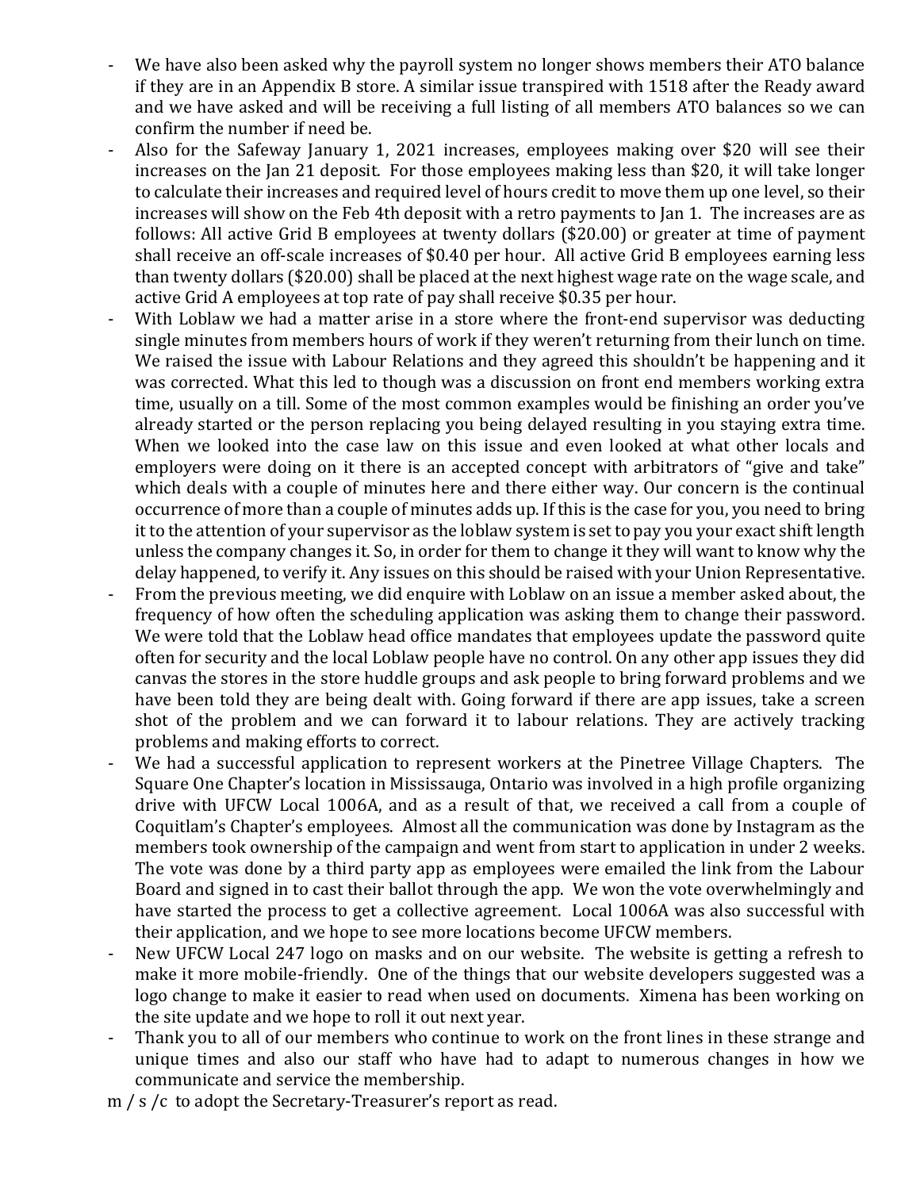- We have also been asked why the payroll system no longer shows members their ATO balance if they are in an Appendix B store. A similar issue transpired with 1518 after the Ready award and we have asked and will be receiving a full listing of all members ATO balances so we can confirm the number if need be.
- Also for the Safeway January 1, 2021 increases, employees making over $20 will see their increases on the Jan 21 deposit. For those employees making less than $20, it will take longer to calculate their increases and required level of hours credit to move them up one level, so their increases will show on the Feb 4th deposit with a retro payments to Jan 1. The increases are as follows: All active Grid B employees at twenty dollars ($20.00) or greater at time of payment shall receive an off-scale increases of $0.40 per hour. All active Grid B employees earning less than twenty dollars ($20.00) shall be placed at the next highest wage rate on the wage scale, and active Grid A employees at top rate of pay shall receive $0.35 per hour.
- With Loblaw we had a matter arise in a store where the front-end supervisor was deducting single minutes from members hours of work if they weren't returning from their lunch on time. We raised the issue with Labour Relations and they agreed this shouldn't be happening and it was corrected. What this led to though was a discussion on front end members working extra time, usually on a till. Some of the most common examples would be finishing an order you've already started or the person replacing you being delayed resulting in you staying extra time. When we looked into the case law on this issue and even looked at what other locals and employers were doing on it there is an accepted concept with arbitrators of "give and take" which deals with a couple of minutes here and there either way. Our concern is the continual occurrence of more than a couple of minutes adds up. If this is the case for you, you need to bring it to the attention of your supervisor as the loblaw system is set to pay you your exact shift length unless the company changes it. So, in order for them to change it they will want to know why the delay happened, to verify it. Any issues on this should be raised with your Union Representative.
- From the previous meeting, we did enquire with Loblaw on an issue a member asked about, the frequency of how often the scheduling application was asking them to change their password. We were told that the Loblaw head office mandates that employees update the password quite often for security and the local Loblaw people have no control. On any other app issues they did canvas the stores in the store huddle groups and ask people to bring forward problems and we have been told they are being dealt with. Going forward if there are app issues, take a screen shot of the problem and we can forward it to labour relations. They are actively tracking problems and making efforts to correct.
- We had a successful application to represent workers at the Pinetree Village Chapters. The Square One Chapter's location in Mississauga, Ontario was involved in a high profile organizing drive with UFCW Local 1006A, and as a result of that, we received a call from a couple of Coquitlam's Chapter's employees. Almost all the communication was done by Instagram as the members took ownership of the campaign and went from start to application in under 2 weeks. The vote was done by a third party app as employees were emailed the link from the Labour Board and signed in to cast their ballot through the app. We won the vote overwhelmingly and have started the process to get a collective agreement. Local 1006A was also successful with their application, and we hope to see more locations become UFCW members.
- New UFCW Local 247 logo on masks and on our website. The website is getting a refresh to make it more mobile-friendly. One of the things that our website developers suggested was a logo change to make it easier to read when used on documents. Ximena has been working on the site update and we hope to roll it out next year.
- Thank you to all of our members who continue to work on the front lines in these strange and unique times and also our staff who have had to adapt to numerous changes in how we communicate and service the membership.

m / s /c to adopt the Secretary-Treasurer's report as read.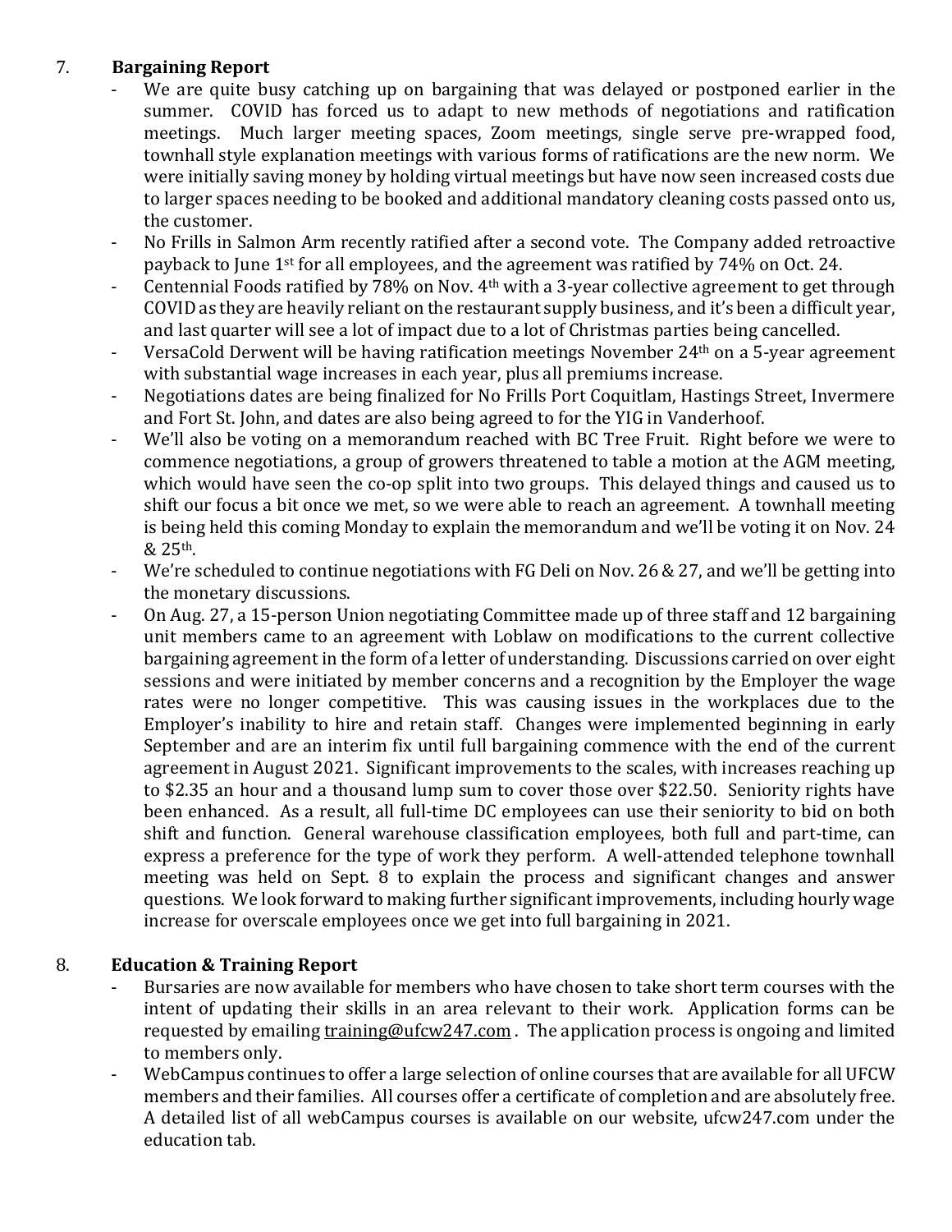## 7. Bargaining Report

- We are quite busy catching up on bargaining that was delayed or postponed earlier in the summer. COVID has forced us to adapt to new methods of negotiations and ratification meetings. Much larger meeting spaces, Zoom meetings, single serve pre-wrapped food, townhall style explanation meetings with various forms of ratifications are the new norm. We were initially saving money by holding virtual meetings but have now seen increased costs due to larger spaces needing to be booked and additional mandatory cleaning costs passed onto us, the customer.
- No Frills in Salmon Arm recently ratified after a second vote. The Company added retroactive payback to June 1st for all employees, and the agreement was ratified by 74% on Oct. 24.
- Centennial Foods ratified by 78% on Nov. 4th with a 3-year collective agreement to get through COVID as they are heavily reliant on the restaurant supply business, and it's been a difficult year, and last quarter will see a lot of impact due to a lot of Christmas parties being cancelled.
- VersaCold Derwent will be having ratification meetings November 24th on a 5-year agreement with substantial wage increases in each year, plus all premiums increase.
- Negotiations dates are being finalized for No Frills Port Coquitlam, Hastings Street, Invermere and Fort St. John, and dates are also being agreed to for the YIG in Vanderhoof.
- We'll also be voting on a memorandum reached with BC Tree Fruit. Right before we were to commence negotiations, a group of growers threatened to table a motion at the AGM meeting, which would have seen the co-op split into two groups. This delayed things and caused us to shift our focus a bit once we met, so we were able to reach an agreement. A townhall meeting is being held this coming Monday to explain the memorandum and we'll be voting it on Nov. 24 & 25th.
- We're scheduled to continue negotiations with FG Deli on Nov. 26 & 27, and we'll be getting into the monetary discussions.
- On Aug. 27, a 15-person Union negotiating Committee made up of three staff and 12 bargaining unit members came to an agreement with Loblaw on modifications to the current collective bargaining agreement in the form of a letter of understanding. Discussions carried on over eight sessions and were initiated by member concerns and a recognition by the Employer the wage rates were no longer competitive. This was causing issues in the workplaces due to the Employer's inability to hire and retain staff. Changes were implemented beginning in early September and are an interim fix until full bargaining commence with the end of the current agreement in August 2021. Significant improvements to the scales, with increases reaching up to $2.35 an hour and a thousand lump sum to cover those over $22.50. Seniority rights have been enhanced. As a result, all full-time DC employees can use their seniority to bid on both shift and function. General warehouse classification employees, both full and part-time, can express a preference for the type of work they perform. A well-attended telephone townhall meeting was held on Sept. 8 to explain the process and significant changes and answer questions. We look forward to making further significant improvements, including hourly wage increase for overscale employees once we get into full bargaining in 2021.

## 8. Education & Training Report

- Bursaries are now available for members who have chosen to take short term courses with the intent of updating their skills in an area relevant to their work. Application forms can be requested by emailing training@ufcw247.com . The application process is ongoing and limited to members only.
- WebCampus continues to offer a large selection of online courses that are available for all UFCW members and their families. All courses offer a certificate of completion and are absolutely free. A detailed list of all webCampus courses is available on our website, ufcw247.com under the education tab.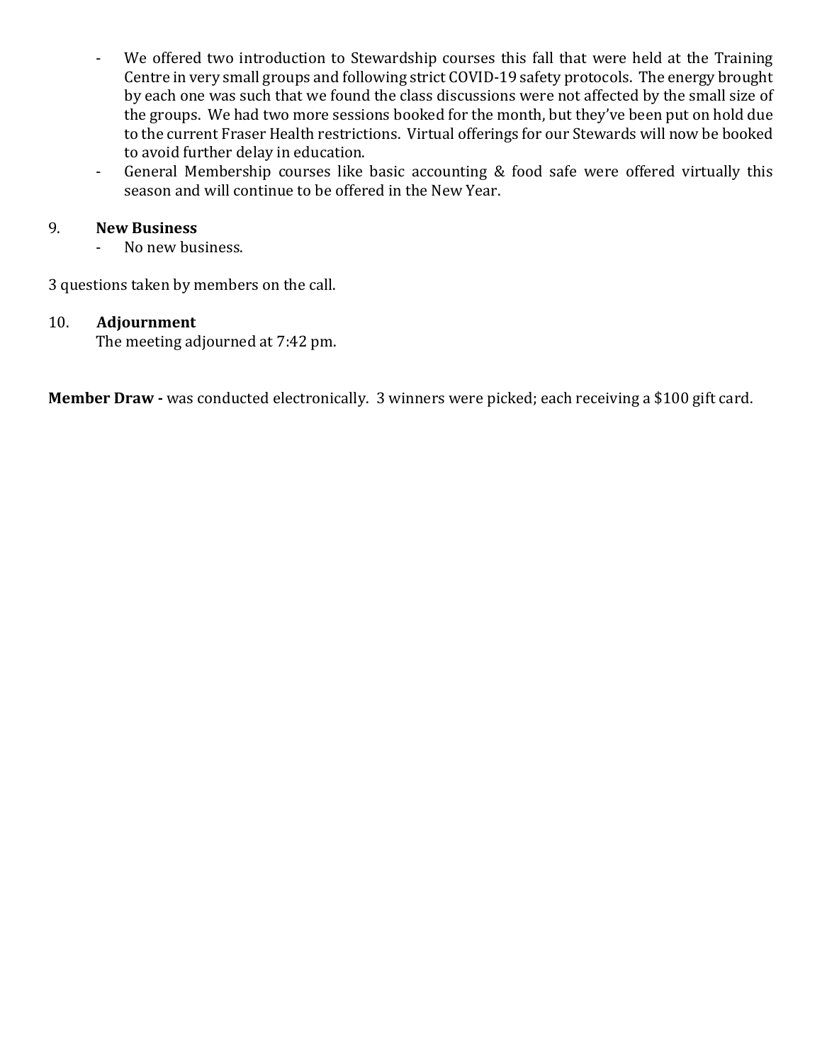- We offered two introduction to Stewardship courses this fall that were held at the Training Centre in very small groups and following strict COVID-19 safety protocols. The energy brought by each one was such that we found the class discussions were not affected by the small size of the groups. We had two more sessions booked for the month, but they've been put on hold due to the current Fraser Health restrictions. Virtual offerings for our Stewards will now be booked to avoid further delay in education.
- General Membership courses like basic accounting & food safe were offered virtually this season and will continue to be offered in the New Year.

9. **New Business**
   - No new business.

3 questions taken by members on the call.

10. **Adjournment**
    The meeting adjourned at 7:42 pm.

**Member Draw -** was conducted electronically. 3 winners were picked; each receiving a $100 gift card.